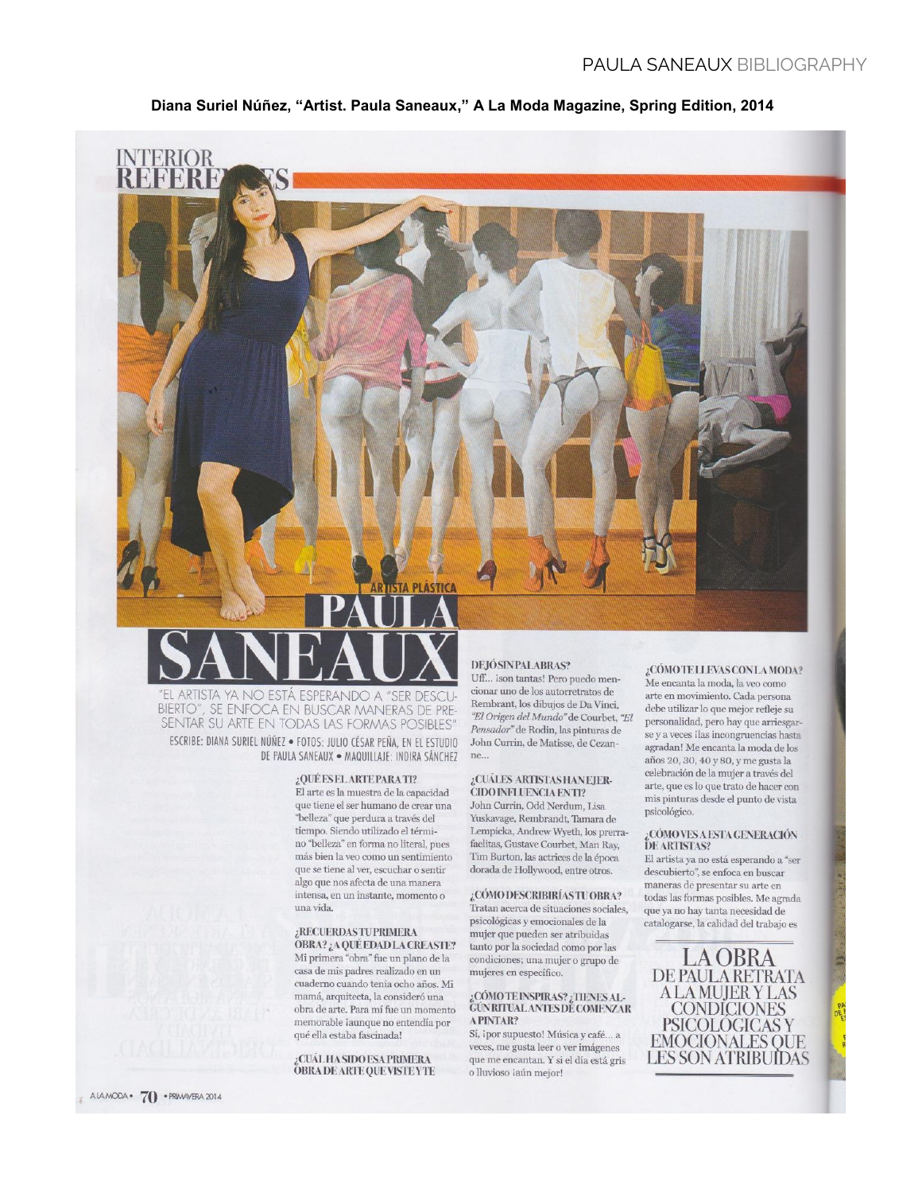**Diana Suriel Núñez, "Artist. Paula Saneaux," A La Moda Magazine, Spring Edition, 2014**

INTERIOR REFERENCES

ARTISTA PLÁSTICA

# PAULA SANEAUX

"EL ARTISTA YA NO ESTÁ ESPERANDO A "SER DESCUBIERTO", SE ENFOCA EN BUSCAR MANERAS DE PRESENTAR SU ARTE EN TODAS LAS FORMAS POSIBLES"

ESCRIBE: DIANA SURIEL NÚÑEZ • FOTOS: JULIO CÉSAR PEÑA, EN EL ESTUDIO DE PAULA SANEAUX • MAQUILLAJE: INDIRA SÁNCHEZ

**¿QUÉ ES EL ARTE PARA TI?**
El arte es la muestra de la capacidad que tiene el ser humano de crear una "belleza" que perdura a través del tiempo. Siendo utilizado el término "belleza" en forma no literal, pues más bien la veo como un sentimiento que se tiene al ver, escuchar o sentir algo que nos afecta de una manera intensa, en un instante, momento o una vida.

**¿RECUERDAS TU PRIMERA OBRA? ¿A QUÉ EDAD LA CREASTE?**
Mi primera "obra" fue un plano de la casa de mis padres realizado en un cuaderno cuando tenía ocho años. Mi mamá, arquitecta, la consideró una obra de arte. Para mí fue un momento memorable ¡aunque no entendía por qué ella estaba fascinada!

**¿CUÁL HA SIDO ESA PRIMERA OBRA DE ARTE QUE VISTE Y TE DEJÓ SIN PALABRAS?**
Uff... ¡son tantas! Pero puedo mencionar uno de los autorretratos de Rembrant, los dibujos de Da Vinci, *"El Origen del Mundo"* de Courbet, *"El Pensador"* de Rodin, las pinturas de John Currin, de Matisse, de Cezanne...

**¿CUÁLES ARTISTAS HAN EJERCIDO INFLUENCIA EN TI?**
John Currin, Odd Nerdum, Lisa Yuskavage, Rembrandt, Tamara de Lempicka, Andrew Wyeth, los prerrafaelitas, Gustave Courbet, Man Ray, Tim Burton, las actrices de la época dorada de Hollywood, entre otros.

**¿CÓMO DESCRIBIRÍAS TU OBRA?**
Tratan acerca de situaciones sociales, psicológicas y emocionales de la mujer que pueden ser atribuidas tanto por la sociedad como por las condiciones; una mujer o grupo de mujeres en específico.

**¿CÓMO TE INSPIRAS? ¿TIENES ALGÚN RITUAL ANTES DE COMENZAR A PINTAR?**
Sí, ¡por supuesto! Música y café... a veces, me gusta leer o ver imágenes que me encantan. Y si el día está gris o lluvioso ¡aún mejor!

**¿CÓMO TE LLEVAS CON LA MODA?**
Me encanta la moda, la veo como arte en movimiento. Cada persona debe utilizar lo que mejor refleje su personalidad, pero hay que arriesgarse y a veces ¡las incongruencias hasta agradan! Me encanta la moda de los años 20, 30, 40 y 80, y me gusta la celebración de la mujer a través del arte, que es lo que trato de hacer con mis pinturas desde el punto de vista psicológico.

**¿CÓMO VES A ESTA GENERACIÓN DE ARTISTAS?**
El artista ya no está esperando a "ser descubierto", se enfoca en buscar maneras de presentar su arte en todas las formas posibles. Me agrada que ya no hay tanta necesidad de catalogarse, la calidad del trabajo es

LA OBRA DE PAULA RETRATA A LA MUJER Y LAS CONDICIONES PSICOLÓGICAS Y EMOCIONALES QUE LES SON ATRIBUIDAS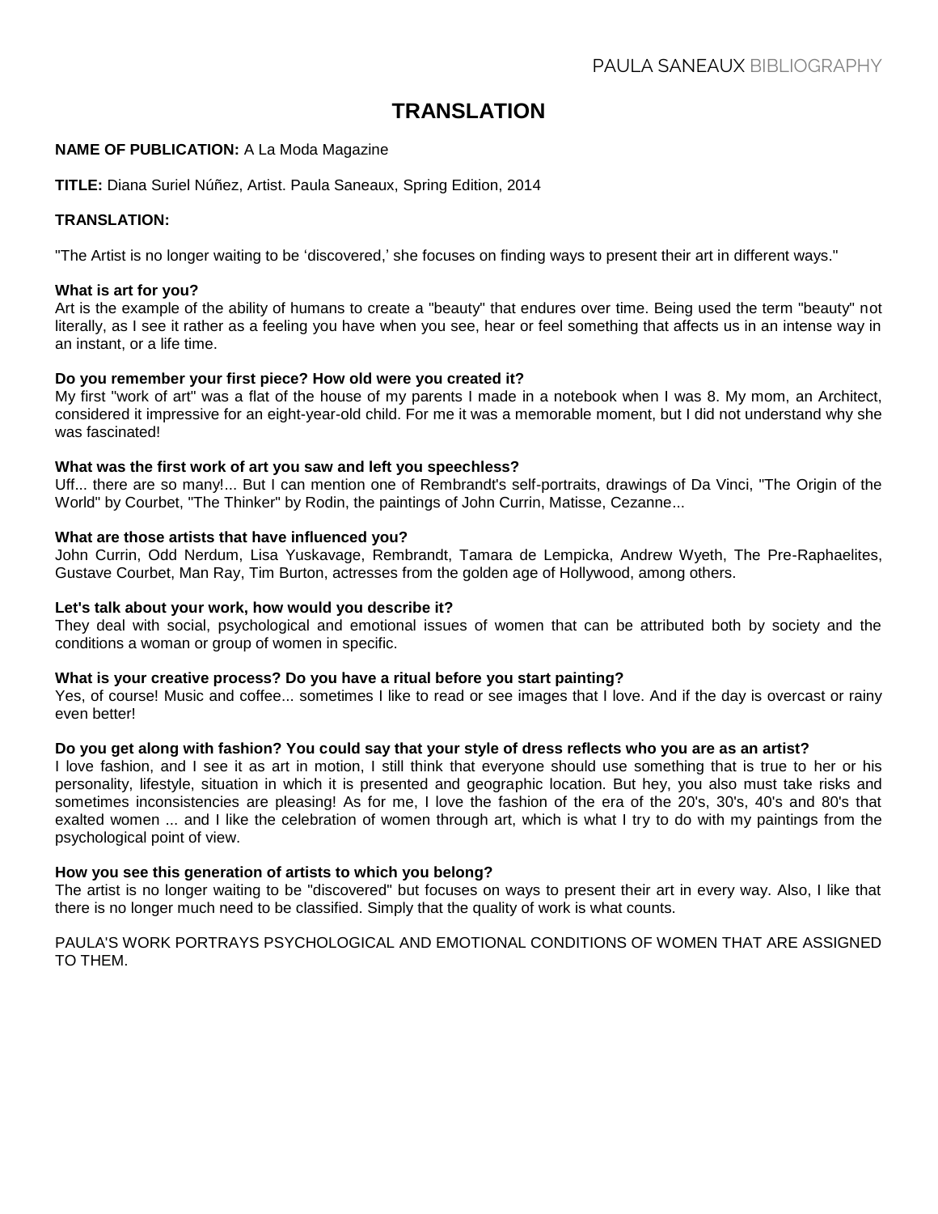# TRANSLATION

**NAME OF PUBLICATION:** A La Moda Magazine

**TITLE:** Diana Suriel Núñez, Artist. Paula Saneaux, Spring Edition, 2014

**TRANSLATION:**

"The Artist is no longer waiting to be 'discovered,' she focuses on finding ways to present their art in different ways."

**What is art for you?**
Art is the example of the ability of humans to create a "beauty" that endures over time. Being used the term "beauty" not literally, as I see it rather as a feeling you have when you see, hear or feel something that affects us in an intense way in an instant, or a life time.

**Do you remember your first piece? How old were you created it?**
My first "work of art" was a flat of the house of my parents I made in a notebook when I was 8. My mom, an Architect, considered it impressive for an eight-year-old child. For me it was a memorable moment, but I did not understand why she was fascinated!

**What was the first work of art you saw and left you speechless?**
Uff... there are so many!... But I can mention one of Rembrandt's self-portraits, drawings of Da Vinci, "The Origin of the World" by Courbet, "The Thinker" by Rodin, the paintings of John Currin, Matisse, Cezanne...

**What are those artists that have influenced you?**
John Currin, Odd Nerdum, Lisa Yuskavage, Rembrandt, Tamara de Lempicka, Andrew Wyeth, The Pre-Raphaelites, Gustave Courbet, Man Ray, Tim Burton, actresses from the golden age of Hollywood, among others.

**Let's talk about your work, how would you describe it?**
They deal with social, psychological and emotional issues of women that can be attributed both by society and the conditions a woman or group of women in specific.

**What is your creative process? Do you have a ritual before you start painting?**
Yes, of course! Music and coffee... sometimes I like to read or see images that I love. And if the day is overcast or rainy even better!

**Do you get along with fashion? You could say that your style of dress reflects who you are as an artist?**
I love fashion, and I see it as art in motion, I still think that everyone should use something that is true to her or his personality, lifestyle, situation in which it is presented and geographic location. But hey, you also must take risks and sometimes inconsistencies are pleasing! As for me, I love the fashion of the era of the 20's, 30's, 40's and 80's that exalted women ... and I like the celebration of women through art, which is what I try to do with my paintings from the psychological point of view.

**How you see this generation of artists to which you belong?**
The artist is no longer waiting to be "discovered" but focuses on ways to present their art in every way. Also, I like that there is no longer much need to be classified. Simply that the quality of work is what counts.

PAULA'S WORK PORTRAYS PSYCHOLOGICAL AND EMOTIONAL CONDITIONS OF WOMEN THAT ARE ASSIGNED TO THEM.